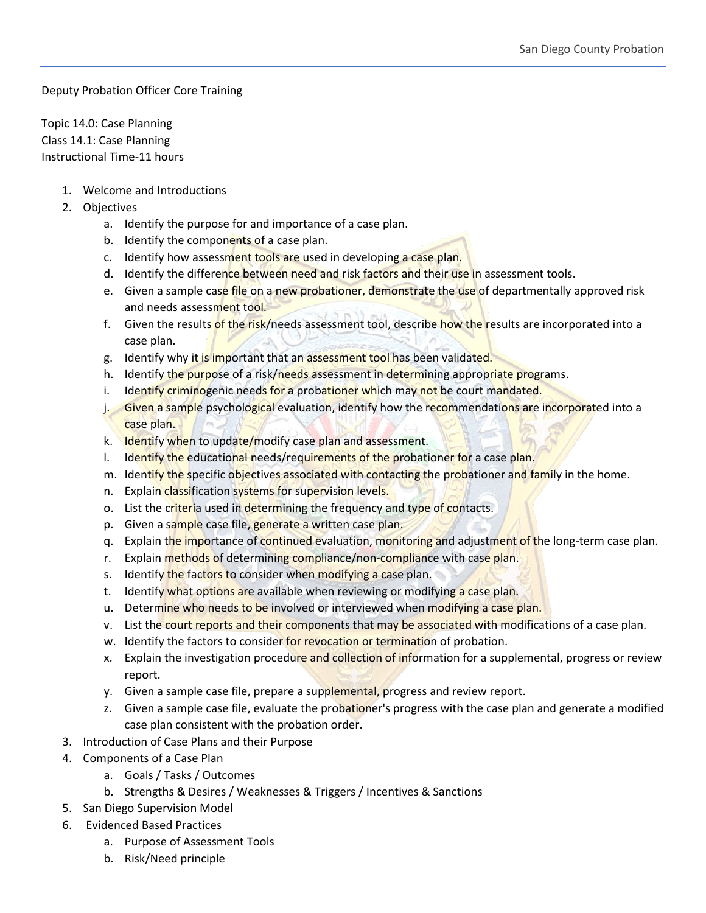Deputy Probation Officer Core Training

Topic 14.0: Case Planning
Class 14.1: Case Planning
Instructional Time-11 hours

1. Welcome and Introductions
2. Objectives
    a. Identify the purpose for and importance of a case plan.
    b. Identify the components of a case plan.
    c. Identify how assessment tools are used in developing a case plan.
    d. Identify the difference between need and risk factors and their use in assessment tools.
    e. Given a sample case file on a new probationer, demonstrate the use of departmentally approved risk and needs assessment tool.
    f. Given the results of the risk/needs assessment tool, describe how the results are incorporated into a case plan.
    g. Identify why it is important that an assessment tool has been validated.
    h. Identify the purpose of a risk/needs assessment in determining appropriate programs.
    i. Identify criminogenic needs for a probationer which may not be court mandated.
    j. Given a sample psychological evaluation, identify how the recommendations are incorporated into a case plan.
    k. Identify when to update/modify case plan and assessment.
    l. Identify the educational needs/requirements of the probationer for a case plan.
    m. Identify the specific objectives associated with contacting the probationer and family in the home.
    n. Explain classification systems for supervision levels.
    o. List the criteria used in determining the frequency and type of contacts.
    p. Given a sample case file, generate a written case plan.
    q. Explain the importance of continued evaluation, monitoring and adjustment of the long-term case plan.
    r. Explain methods of determining compliance/non-compliance with case plan.
    s. Identify the factors to consider when modifying a case plan.
    t. Identify what options are available when reviewing or modifying a case plan.
    u. Determine who needs to be involved or interviewed when modifying a case plan.
    v. List the court reports and their components that may be associated with modifications of a case plan.
    w. Identify the factors to consider for revocation or termination of probation.
    x. Explain the investigation procedure and collection of information for a supplemental, progress or review report.
    y. Given a sample case file, prepare a supplemental, progress and review report.
    z. Given a sample case file, evaluate the probationer's progress with the case plan and generate a modified case plan consistent with the probation order.
3. Introduction of Case Plans and their Purpose
4. Components of a Case Plan
    a. Goals / Tasks / Outcomes
    b. Strengths & Desires / Weaknesses & Triggers / Incentives & Sanctions
5. San Diego Supervision Model
6. Evidenced Based Practices
    a. Purpose of Assessment Tools
    b. Risk/Need principle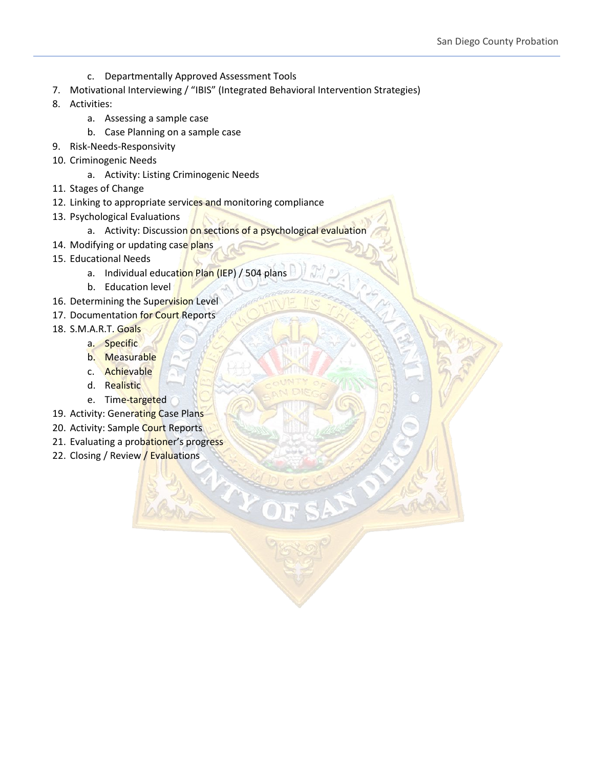c. Departmentally Approved Assessment Tools
7. Motivational Interviewing / "IBIS" (Integrated Behavioral Intervention Strategies)
8. Activities:
   a. Assessing a sample case
   b. Case Planning on a sample case
9. Risk-Needs-Responsivity
10. Criminogenic Needs
    a. Activity: Listing Criminogenic Needs
11. Stages of Change
12. Linking to appropriate services and monitoring compliance
13. Psychological Evaluations
    a. Activity: Discussion on sections of a psychological evaluation
14. Modifying or updating case plans
15. Educational Needs
    a. Individual education Plan (IEP) / 504 plans
    b. Education level
16. Determining the Supervision Level
17. Documentation for Court Reports
18. S.M.A.R.T. Goals
    a. Specific
    b. Measurable
    c. Achievable
    d. Realistic
    e. Time-targeted
19. Activity: Generating Case Plans
20. Activity: Sample Court Reports
21. Evaluating a probationer's progress
22. Closing / Review / Evaluations